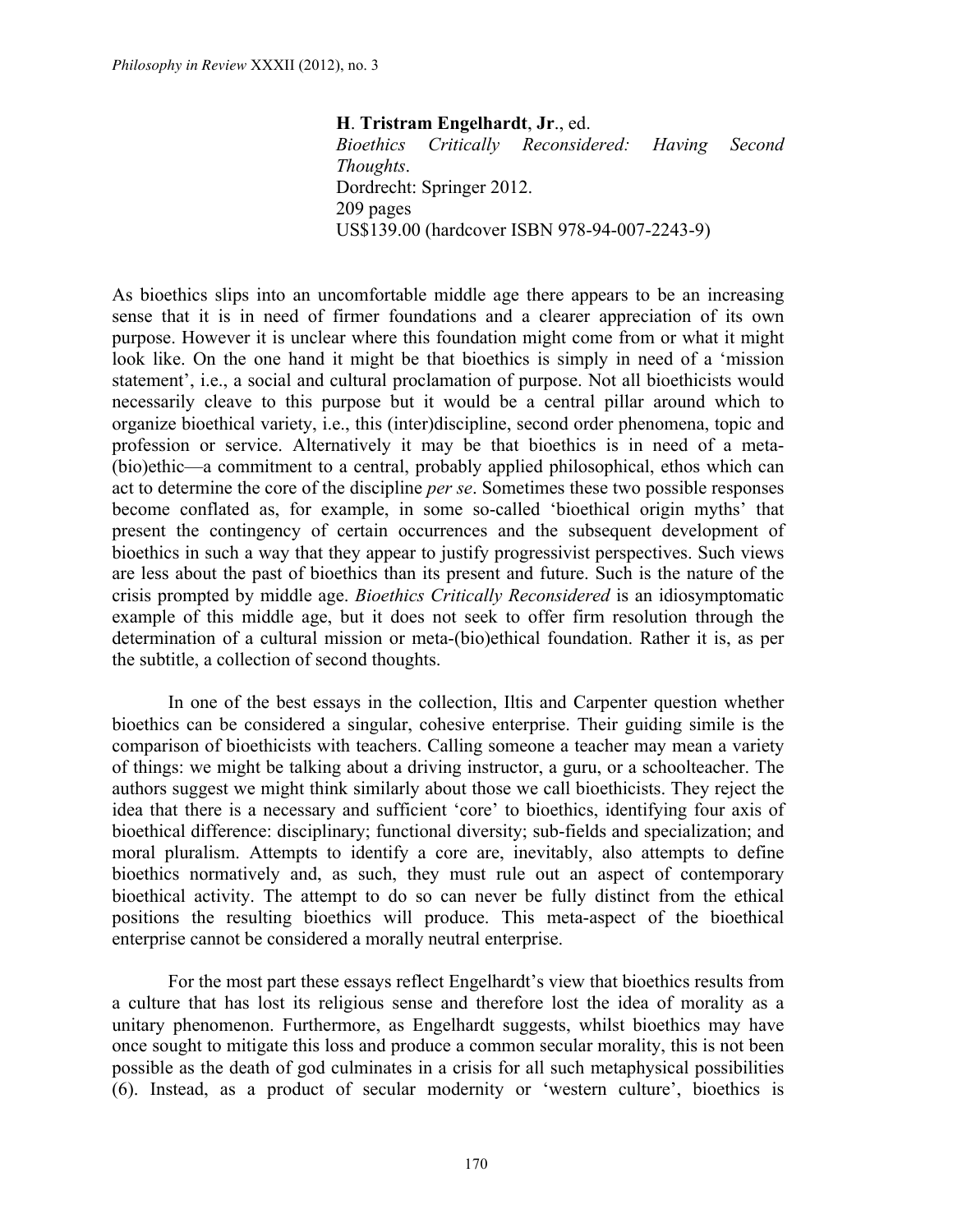**H**. **Tristram Engelhardt**, **Jr**., ed.
*Bioethics Critically Reconsidered: Having Second Thoughts*.
Dordrecht: Springer 2012.
209 pages
US$139.00 (hardcover ISBN 978-94-007-2243-9)

As bioethics slips into an uncomfortable middle age there appears to be an increasing sense that it is in need of firmer foundations and a clearer appreciation of its own purpose. However it is unclear where this foundation might come from or what it might look like. On the one hand it might be that bioethics is simply in need of a 'mission statement', i.e., a social and cultural proclamation of purpose. Not all bioethicists would necessarily cleave to this purpose but it would be a central pillar around which to organize bioethical variety, i.e., this (inter)discipline, second order phenomena, topic and profession or service. Alternatively it may be that bioethics is in need of a meta-(bio)ethic—a commitment to a central, probably applied philosophical, ethos which can act to determine the core of the discipline *per se*. Sometimes these two possible responses become conflated as, for example, in some so-called 'bioethical origin myths' that present the contingency of certain occurrences and the subsequent development of bioethics in such a way that they appear to justify progressivist perspectives. Such views are less about the past of bioethics than its present and future. Such is the nature of the crisis prompted by middle age. *Bioethics Critically Reconsidered* is an idiosymptomatic example of this middle age, but it does not seek to offer firm resolution through the determination of a cultural mission or meta-(bio)ethical foundation. Rather it is, as per the subtitle, a collection of second thoughts.

In one of the best essays in the collection, Iltis and Carpenter question whether bioethics can be considered a singular, cohesive enterprise. Their guiding simile is the comparison of bioethicists with teachers. Calling someone a teacher may mean a variety of things: we might be talking about a driving instructor, a guru, or a schoolteacher. The authors suggest we might think similarly about those we call bioethicists. They reject the idea that there is a necessary and sufficient 'core' to bioethics, identifying four axis of bioethical difference: disciplinary; functional diversity; sub-fields and specialization; and moral pluralism. Attempts to identify a core are, inevitably, also attempts to define bioethics normatively and, as such, they must rule out an aspect of contemporary bioethical activity. The attempt to do so can never be fully distinct from the ethical positions the resulting bioethics will produce. This meta-aspect of the bioethical enterprise cannot be considered a morally neutral enterprise.

For the most part these essays reflect Engelhardt's view that bioethics results from a culture that has lost its religious sense and therefore lost the idea of morality as a unitary phenomenon. Furthermore, as Engelhardt suggests, whilst bioethics may have once sought to mitigate this loss and produce a common secular morality, this is not been possible as the death of god culminates in a crisis for all such metaphysical possibilities (6). Instead, as a product of secular modernity or 'western culture', bioethics is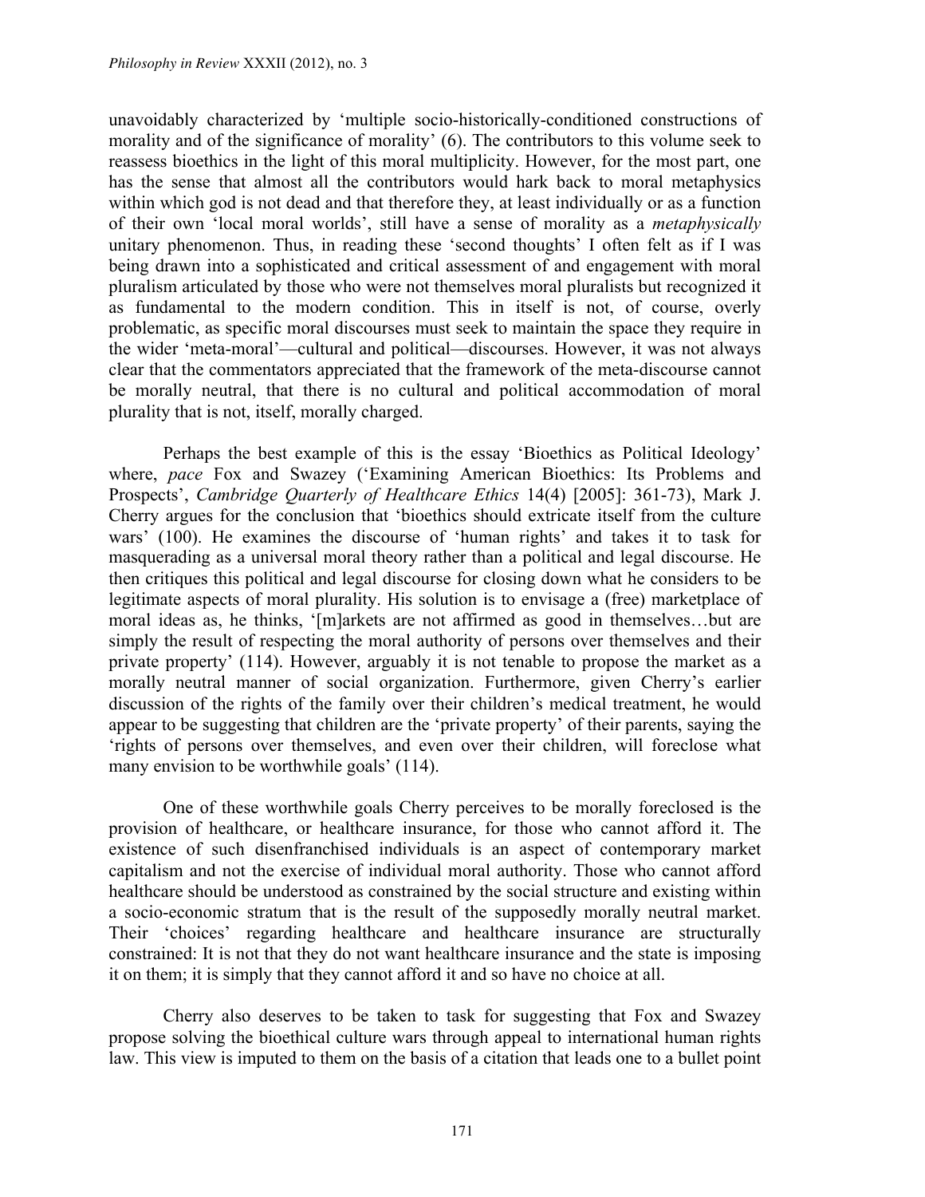unavoidably characterized by 'multiple socio-historically-conditioned constructions of morality and of the significance of morality' (6). The contributors to this volume seek to reassess bioethics in the light of this moral multiplicity. However, for the most part, one has the sense that almost all the contributors would hark back to moral metaphysics within which god is not dead and that therefore they, at least individually or as a function of their own 'local moral worlds', still have a sense of morality as a *metaphysically* unitary phenomenon. Thus, in reading these 'second thoughts' I often felt as if I was being drawn into a sophisticated and critical assessment of and engagement with moral pluralism articulated by those who were not themselves moral pluralists but recognized it as fundamental to the modern condition. This in itself is not, of course, overly problematic, as specific moral discourses must seek to maintain the space they require in the wider 'meta-moral'—cultural and political—discourses. However, it was not always clear that the commentators appreciated that the framework of the meta-discourse cannot be morally neutral, that there is no cultural and political accommodation of moral plurality that is not, itself, morally charged.

Perhaps the best example of this is the essay 'Bioethics as Political Ideology' where, *pace* Fox and Swazey ('Examining American Bioethics: Its Problems and Prospects', *Cambridge Quarterly of Healthcare Ethics* 14(4) [2005]: 361-73), Mark J. Cherry argues for the conclusion that 'bioethics should extricate itself from the culture wars' (100). He examines the discourse of 'human rights' and takes it to task for masquerading as a universal moral theory rather than a political and legal discourse. He then critiques this political and legal discourse for closing down what he considers to be legitimate aspects of moral plurality. His solution is to envisage a (free) marketplace of moral ideas as, he thinks, '[m]arkets are not affirmed as good in themselves…but are simply the result of respecting the moral authority of persons over themselves and their private property' (114). However, arguably it is not tenable to propose the market as a morally neutral manner of social organization. Furthermore, given Cherry's earlier discussion of the rights of the family over their children's medical treatment, he would appear to be suggesting that children are the 'private property' of their parents, saying the 'rights of persons over themselves, and even over their children, will foreclose what many envision to be worthwhile goals' (114).

One of these worthwhile goals Cherry perceives to be morally foreclosed is the provision of healthcare, or healthcare insurance, for those who cannot afford it. The existence of such disenfranchised individuals is an aspect of contemporary market capitalism and not the exercise of individual moral authority. Those who cannot afford healthcare should be understood as constrained by the social structure and existing within a socio-economic stratum that is the result of the supposedly morally neutral market. Their 'choices' regarding healthcare and healthcare insurance are structurally constrained: It is not that they do not want healthcare insurance and the state is imposing it on them; it is simply that they cannot afford it and so have no choice at all.

Cherry also deserves to be taken to task for suggesting that Fox and Swazey propose solving the bioethical culture wars through appeal to international human rights law. This view is imputed to them on the basis of a citation that leads one to a bullet point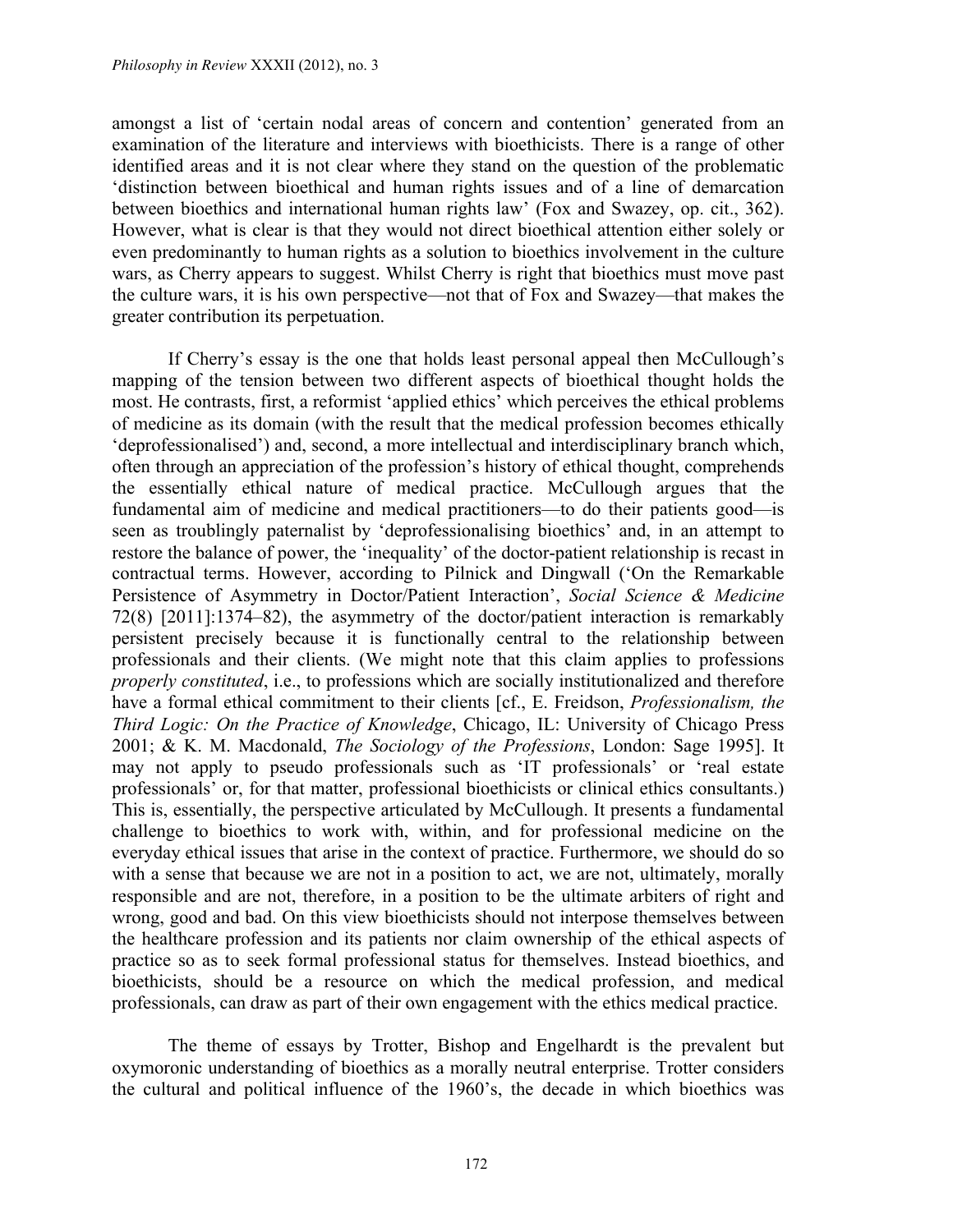amongst a list of 'certain nodal areas of concern and contention' generated from an examination of the literature and interviews with bioethicists. There is a range of other identified areas and it is not clear where they stand on the question of the problematic 'distinction between bioethical and human rights issues and of a line of demarcation between bioethics and international human rights law' (Fox and Swazey, op. cit., 362). However, what is clear is that they would not direct bioethical attention either solely or even predominantly to human rights as a solution to bioethics involvement in the culture wars, as Cherry appears to suggest. Whilst Cherry is right that bioethics must move past the culture wars, it is his own perspective—not that of Fox and Swazey—that makes the greater contribution its perpetuation.

If Cherry's essay is the one that holds least personal appeal then McCullough's mapping of the tension between two different aspects of bioethical thought holds the most. He contrasts, first, a reformist 'applied ethics' which perceives the ethical problems of medicine as its domain (with the result that the medical profession becomes ethically 'deprofessionalised') and, second, a more intellectual and interdisciplinary branch which, often through an appreciation of the profession's history of ethical thought, comprehends the essentially ethical nature of medical practice. McCullough argues that the fundamental aim of medicine and medical practitioners—to do their patients good—is seen as troublingly paternalist by 'deprofessionalising bioethics' and, in an attempt to restore the balance of power, the 'inequality' of the doctor-patient relationship is recast in contractual terms. However, according to Pilnick and Dingwall ('On the Remarkable Persistence of Asymmetry in Doctor/Patient Interaction', *Social Science & Medicine* 72(8) [2011]:1374–82), the asymmetry of the doctor/patient interaction is remarkably persistent precisely because it is functionally central to the relationship between professionals and their clients. (We might note that this claim applies to professions *properly constituted*, i.e., to professions which are socially institutionalized and therefore have a formal ethical commitment to their clients [cf., E. Freidson, *Professionalism, the Third Logic: On the Practice of Knowledge*, Chicago, IL: University of Chicago Press 2001; & K. M. Macdonald, *The Sociology of the Professions*, London: Sage 1995]. It may not apply to pseudo professionals such as 'IT professionals' or 'real estate professionals' or, for that matter, professional bioethicists or clinical ethics consultants.) This is, essentially, the perspective articulated by McCullough. It presents a fundamental challenge to bioethics to work with, within, and for professional medicine on the everyday ethical issues that arise in the context of practice. Furthermore, we should do so with a sense that because we are not in a position to act, we are not, ultimately, morally responsible and are not, therefore, in a position to be the ultimate arbiters of right and wrong, good and bad. On this view bioethicists should not interpose themselves between the healthcare profession and its patients nor claim ownership of the ethical aspects of practice so as to seek formal professional status for themselves. Instead bioethics, and bioethicists, should be a resource on which the medical profession, and medical professionals, can draw as part of their own engagement with the ethics medical practice.

The theme of essays by Trotter, Bishop and Engelhardt is the prevalent but oxymoronic understanding of bioethics as a morally neutral enterprise. Trotter considers the cultural and political influence of the 1960's, the decade in which bioethics was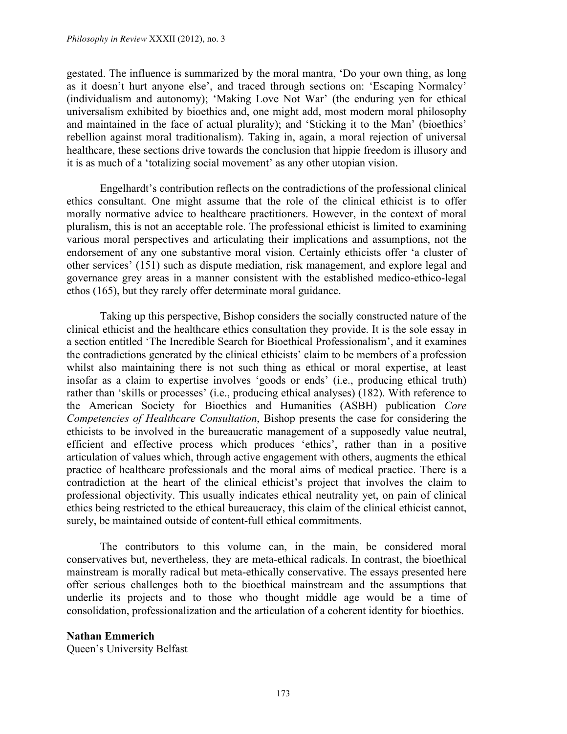gestated. The influence is summarized by the moral mantra, 'Do your own thing, as long as it doesn't hurt anyone else', and traced through sections on: 'Escaping Normalcy' (individualism and autonomy); 'Making Love Not War' (the enduring yen for ethical universalism exhibited by bioethics and, one might add, most modern moral philosophy and maintained in the face of actual plurality); and 'Sticking it to the Man' (bioethics' rebellion against moral traditionalism). Taking in, again, a moral rejection of universal healthcare, these sections drive towards the conclusion that hippie freedom is illusory and it is as much of a 'totalizing social movement' as any other utopian vision.

Engelhardt's contribution reflects on the contradictions of the professional clinical ethics consultant. One might assume that the role of the clinical ethicist is to offer morally normative advice to healthcare practitioners. However, in the context of moral pluralism, this is not an acceptable role. The professional ethicist is limited to examining various moral perspectives and articulating their implications and assumptions, not the endorsement of any one substantive moral vision. Certainly ethicists offer 'a cluster of other services' (151) such as dispute mediation, risk management, and explore legal and governance grey areas in a manner consistent with the established medico-ethico-legal ethos (165), but they rarely offer determinate moral guidance.

Taking up this perspective, Bishop considers the socially constructed nature of the clinical ethicist and the healthcare ethics consultation they provide. It is the sole essay in a section entitled 'The Incredible Search for Bioethical Professionalism', and it examines the contradictions generated by the clinical ethicists' claim to be members of a profession whilst also maintaining there is not such thing as ethical or moral expertise, at least insofar as a claim to expertise involves 'goods or ends' (i.e., producing ethical truth) rather than 'skills or processes' (i.e., producing ethical analyses) (182). With reference to the American Society for Bioethics and Humanities (ASBH) publication *Core Competencies of Healthcare Consultation*, Bishop presents the case for considering the ethicists to be involved in the bureaucratic management of a supposedly value neutral, efficient and effective process which produces 'ethics', rather than in a positive articulation of values which, through active engagement with others, augments the ethical practice of healthcare professionals and the moral aims of medical practice. There is a contradiction at the heart of the clinical ethicist's project that involves the claim to professional objectivity. This usually indicates ethical neutrality yet, on pain of clinical ethics being restricted to the ethical bureaucracy, this claim of the clinical ethicist cannot, surely, be maintained outside of content-full ethical commitments.

The contributors to this volume can, in the main, be considered moral conservatives but, nevertheless, they are meta-ethical radicals. In contrast, the bioethical mainstream is morally radical but meta-ethically conservative. The essays presented here offer serious challenges both to the bioethical mainstream and the assumptions that underlie its projects and to those who thought middle age would be a time of consolidation, professionalization and the articulation of a coherent identity for bioethics.

**Nathan Emmerich**
Queen's University Belfast